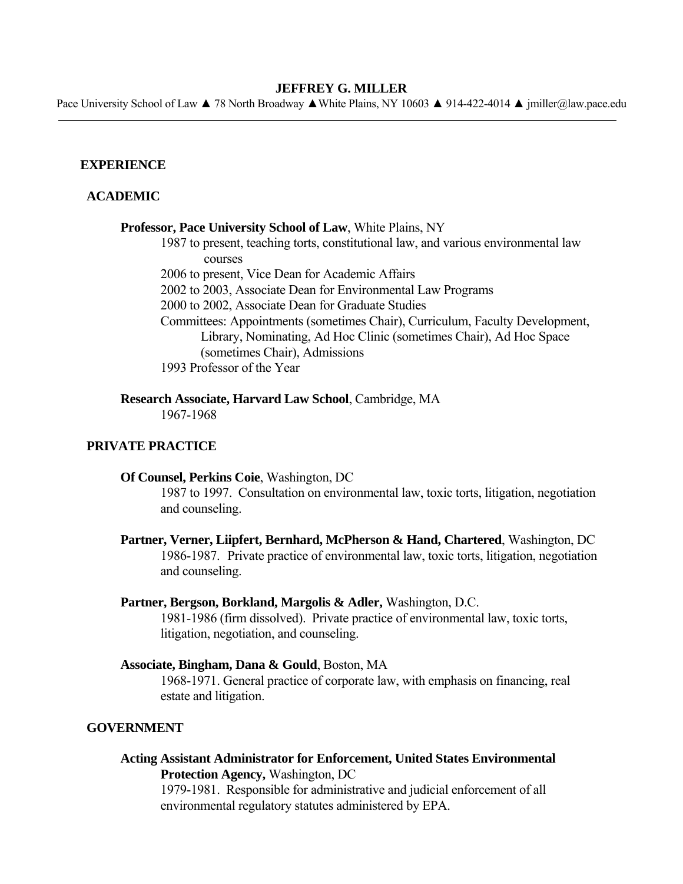# JEFFREY G. MILLER

Pace University School of Law ▲ 78 North Broadway ▲ White Plains, NY 10603 ▲ 914-422-4014 ▲ jmiller@law.pace.edu

---

## EXPERIENCE

### ACADEMIC

**Professor, Pace University School of Law**, White Plains, NY

1987 to present, teaching torts, constitutional law, and various environmental law courses
2006 to present, Vice Dean for Academic Affairs
2002 to 2003, Associate Dean for Environmental Law Programs
2000 to 2002, Associate Dean for Graduate Studies
Committees: Appointments (sometimes Chair), Curriculum, Faculty Development, Library, Nominating, Ad Hoc Clinic (sometimes Chair), Ad Hoc Space (sometimes Chair), Admissions
1993 Professor of the Year

**Research Associate, Harvard Law School**, Cambridge, MA

1967-1968

### PRIVATE PRACTICE

**Of Counsel, Perkins Coie**, Washington, DC

1987 to 1997. Consultation on environmental law, toxic torts, litigation, negotiation and counseling.

**Partner, Verner, Liipfert, Bernhard, McPherson & Hand, Chartered**, Washington, DC

1986-1987. Private practice of environmental law, toxic torts, litigation, negotiation and counseling.

**Partner, Bergson, Borkland, Margolis & Adler,** Washington, D.C.

1981-1986 (firm dissolved). Private practice of environmental law, toxic torts, litigation, negotiation, and counseling.

**Associate, Bingham, Dana & Gould**, Boston, MA

1968-1971. General practice of corporate law, with emphasis on financing, real estate and litigation.

### GOVERNMENT

**Acting Assistant Administrator for Enforcement, United States Environmental Protection Agency,** Washington, DC

1979-1981. Responsible for administrative and judicial enforcement of all environmental regulatory statutes administered by EPA.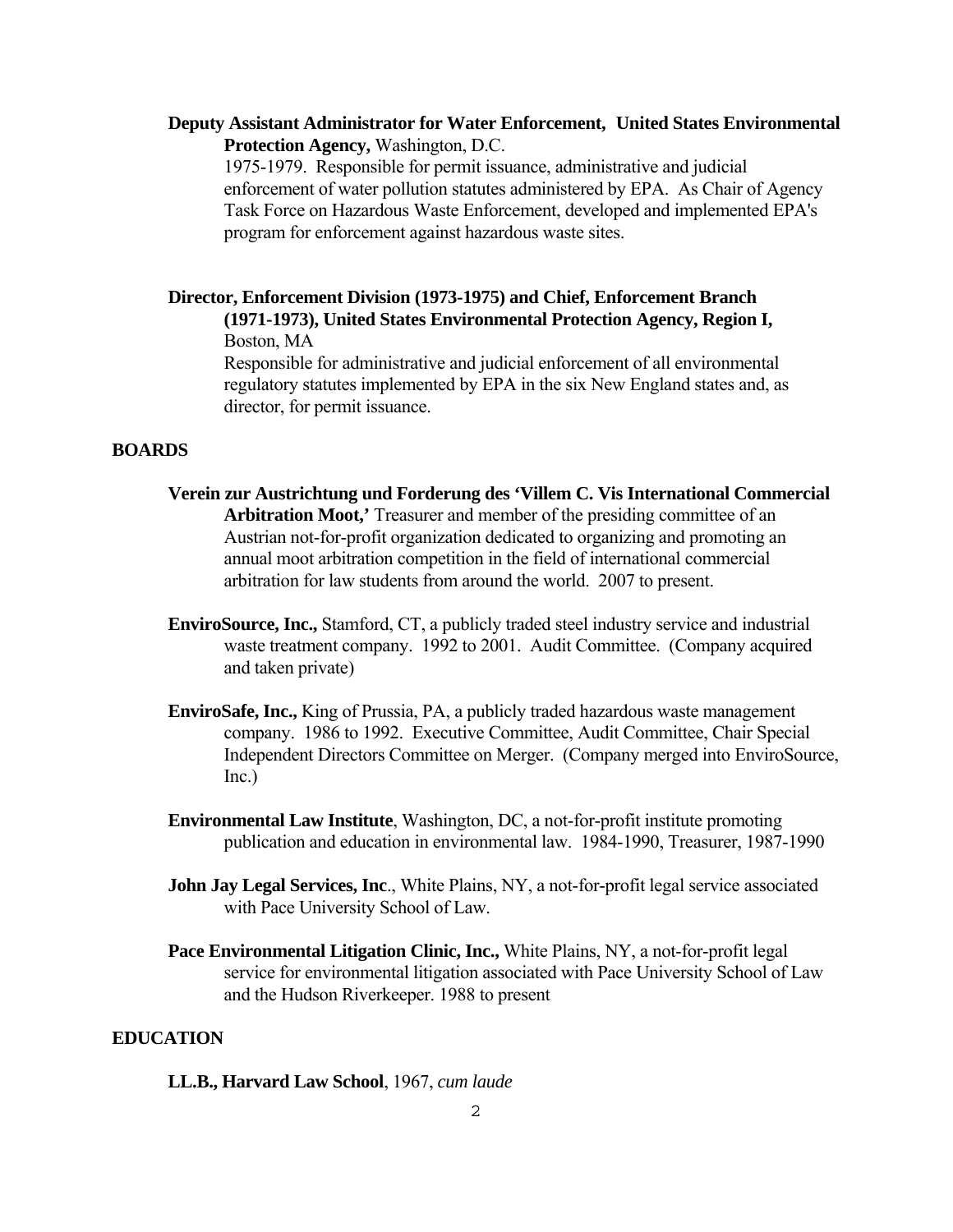**Deputy Assistant Administrator for Water Enforcement, United States Environmental Protection Agency,** Washington, D.C.
1975-1979. Responsible for permit issuance, administrative and judicial enforcement of water pollution statutes administered by EPA. As Chair of Agency Task Force on Hazardous Waste Enforcement, developed and implemented EPA's program for enforcement against hazardous waste sites.

**Director, Enforcement Division (1973-1975) and Chief, Enforcement Branch (1971-1973), United States Environmental Protection Agency, Region I,** Boston, MA
Responsible for administrative and judicial enforcement of all environmental regulatory statutes implemented by EPA in the six New England states and, as director, for permit issuance.

## BOARDS

**Verein zur Austrichtung und Forderung des 'Villem C. Vis International Commercial Arbitration Moot,'** Treasurer and member of the presiding committee of an Austrian not-for-profit organization dedicated to organizing and promoting an annual moot arbitration competition in the field of international commercial arbitration for law students from around the world. 2007 to present.

**EnviroSource, Inc.,** Stamford, CT, a publicly traded steel industry service and industrial waste treatment company. 1992 to 2001. Audit Committee. (Company acquired and taken private)

**EnviroSafe, Inc.,** King of Prussia, PA, a publicly traded hazardous waste management company. 1986 to 1992. Executive Committee, Audit Committee, Chair Special Independent Directors Committee on Merger. (Company merged into EnviroSource, Inc.)

**Environmental Law Institute**, Washington, DC, a not-for-profit institute promoting publication and education in environmental law. 1984-1990, Treasurer, 1987-1990

**John Jay Legal Services, Inc**., White Plains, NY, a not-for-profit legal service associated with Pace University School of Law.

**Pace Environmental Litigation Clinic, Inc.,** White Plains, NY, a not-for-profit legal service for environmental litigation associated with Pace University School of Law and the Hudson Riverkeeper. 1988 to present

## EDUCATION

**LL.B., Harvard Law School**, 1967, *cum laude*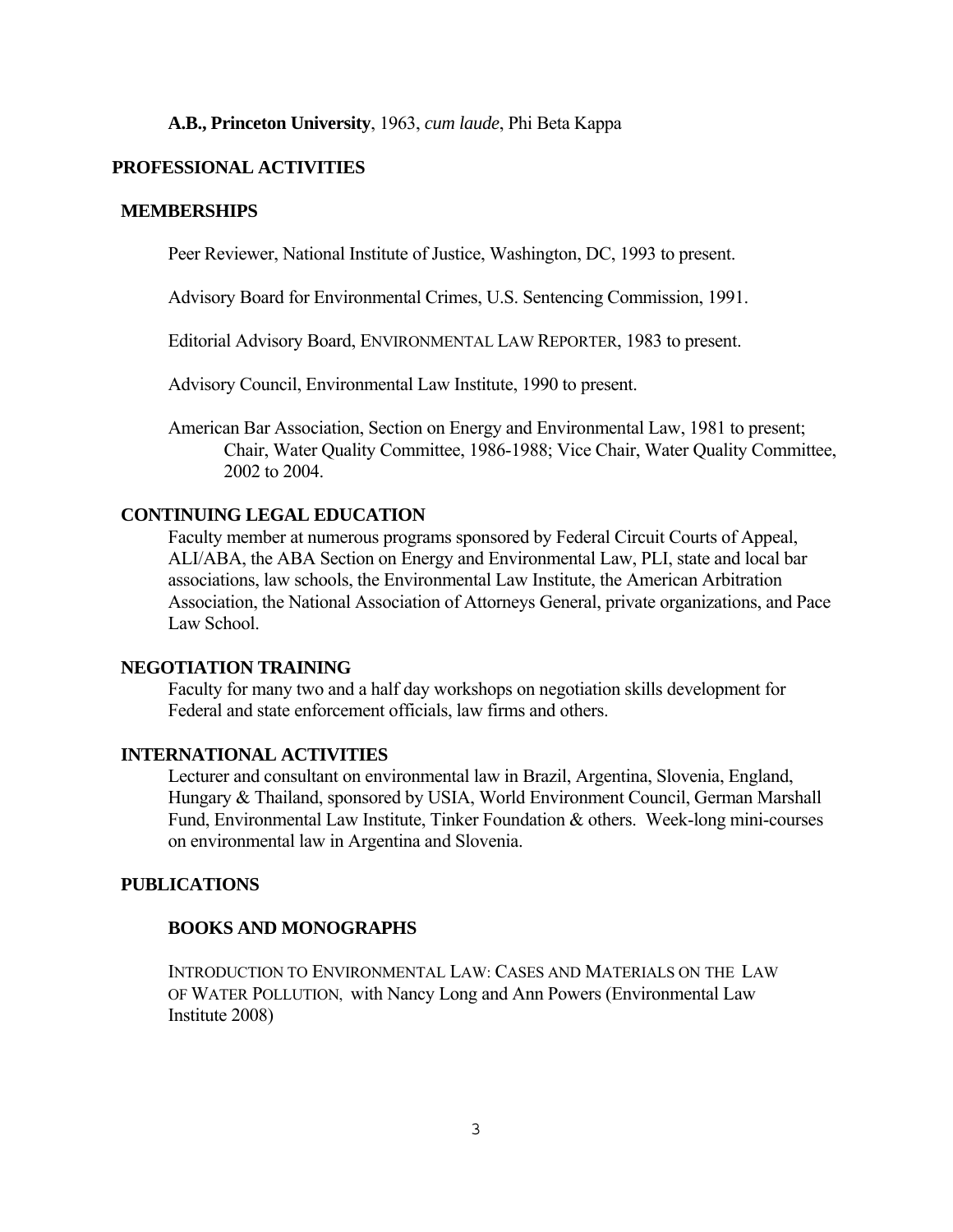**A.B., Princeton University**, 1963, *cum laude*, Phi Beta Kappa

## PROFESSIONAL ACTIVITIES

### MEMBERSHIPS

Peer Reviewer, National Institute of Justice, Washington, DC, 1993 to present.

Advisory Board for Environmental Crimes, U.S. Sentencing Commission, 1991.

Editorial Advisory Board, ENVIRONMENTAL LAW REPORTER, 1983 to present.

Advisory Council, Environmental Law Institute, 1990 to present.

American Bar Association, Section on Energy and Environmental Law, 1981 to present; Chair, Water Quality Committee, 1986-1988; Vice Chair, Water Quality Committee, 2002 to 2004.

### CONTINUING LEGAL EDUCATION

Faculty member at numerous programs sponsored by Federal Circuit Courts of Appeal, ALI/ABA, the ABA Section on Energy and Environmental Law, PLI, state and local bar associations, law schools, the Environmental Law Institute, the American Arbitration Association, the National Association of Attorneys General, private organizations, and Pace Law School.

### NEGOTIATION TRAINING

Faculty for many two and a half day workshops on negotiation skills development for Federal and state enforcement officials, law firms and others.

### INTERNATIONAL ACTIVITIES

Lecturer and consultant on environmental law in Brazil, Argentina, Slovenia, England, Hungary & Thailand, sponsored by USIA, World Environment Council, German Marshall Fund, Environmental Law Institute, Tinker Foundation & others. Week-long mini-courses on environmental law in Argentina and Slovenia.

## PUBLICATIONS

### BOOKS AND MONOGRAPHS

INTRODUCTION TO ENVIRONMENTAL LAW: CASES AND MATERIALS ON THE LAW OF WATER POLLUTION, with Nancy Long and Ann Powers (Environmental Law Institute 2008)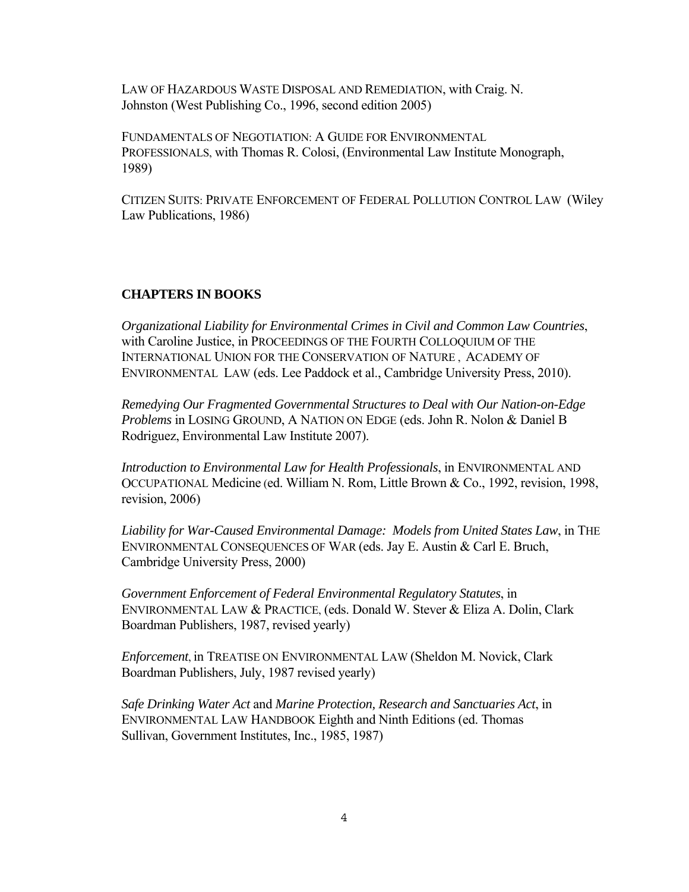LAW OF HAZARDOUS WASTE DISPOSAL AND REMEDIATION, with Craig. N. Johnston (West Publishing Co., 1996, second edition 2005)

FUNDAMENTALS OF NEGOTIATION: A GUIDE FOR ENVIRONMENTAL PROFESSIONALS, with Thomas R. Colosi, (Environmental Law Institute Monograph, 1989)

CITIZEN SUITS: PRIVATE ENFORCEMENT OF FEDERAL POLLUTION CONTROL LAW (Wiley Law Publications, 1986)

## CHAPTERS IN BOOKS

*Organizational Liability for Environmental Crimes in Civil and Common Law Countries*, with Caroline Justice, in PROCEEDINGS OF THE FOURTH COLLOQUIUM OF THE INTERNATIONAL UNION FOR THE CONSERVATION OF NATURE , ACADEMY OF ENVIRONMENTAL LAW (eds. Lee Paddock et al., Cambridge University Press, 2010).

*Remedying Our Fragmented Governmental Structures to Deal with Our Nation-on-Edge Problems* in LOSING GROUND, A NATION ON EDGE (eds. John R. Nolon & Daniel B Rodriguez, Environmental Law Institute 2007).

*Introduction to Environmental Law for Health Professionals*, in ENVIRONMENTAL AND OCCUPATIONAL Medicine (ed. William N. Rom, Little Brown & Co., 1992, revision, 1998, revision, 2006)

*Liability for War-Caused Environmental Damage: Models from United States Law*, in THE ENVIRONMENTAL CONSEQUENCES OF WAR (eds. Jay E. Austin & Carl E. Bruch, Cambridge University Press, 2000)

*Government Enforcement of Federal Environmental Regulatory Statutes*, in ENVIRONMENTAL LAW & PRACTICE, (eds. Donald W. Stever & Eliza A. Dolin, Clark Boardman Publishers, 1987, revised yearly)

*Enforcement*, in TREATISE ON ENVIRONMENTAL LAW (Sheldon M. Novick, Clark Boardman Publishers, July, 1987 revised yearly)

*Safe Drinking Water Act* and *Marine Protection, Research and Sanctuaries Act*, in ENVIRONMENTAL LAW HANDBOOK Eighth and Ninth Editions (ed. Thomas Sullivan, Government Institutes, Inc., 1985, 1987)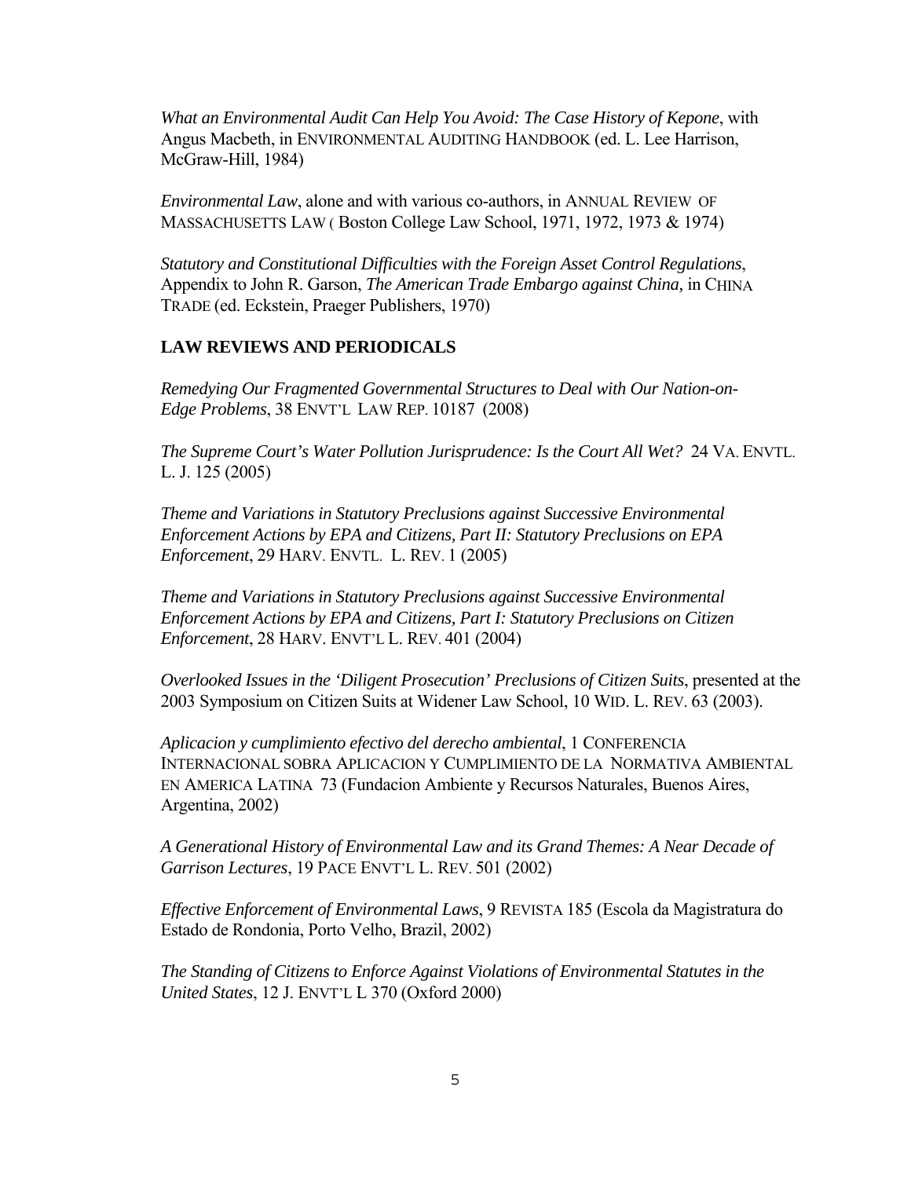*What an Environmental Audit Can Help You Avoid: The Case History of Kepone*, with Angus Macbeth, in ENVIRONMENTAL AUDITING HANDBOOK (ed. L. Lee Harrison, McGraw-Hill, 1984)

*Environmental Law*, alone and with various co-authors, in ANNUAL REVIEW OF MASSACHUSETTS LAW ( Boston College Law School, 1971, 1972, 1973 & 1974)

*Statutory and Constitutional Difficulties with the Foreign Asset Control Regulations*, Appendix to John R. Garson, *The American Trade Embargo against China,* in CHINA TRADE (ed. Eckstein, Praeger Publishers, 1970)

**LAW REVIEWS AND PERIODICALS**

*Remedying Our Fragmented Governmental Structures to Deal with Our Nation-on-Edge Problems*, 38 ENVT'L LAW REP. 10187 (2008)

*The Supreme Court's Water Pollution Jurisprudence: Is the Court All Wet?* 24 VA. ENVTL. L. J. 125 (2005)

*Theme and Variations in Statutory Preclusions against Successive Environmental Enforcement Actions by EPA and Citizens, Part II: Statutory Preclusions on EPA Enforcement*, 29 HARV. ENVTL. L. REV. 1 (2005)

*Theme and Variations in Statutory Preclusions against Successive Environmental Enforcement Actions by EPA and Citizens, Part I: Statutory Preclusions on Citizen Enforcement*, 28 HARV. ENVT'L L. REV. 401 (2004)

*Overlooked Issues in the 'Diligent Prosecution' Preclusions of Citizen Suits*, presented at the 2003 Symposium on Citizen Suits at Widener Law School, 10 WID. L. REV. 63 (2003).

*Aplicacion y cumplimiento efectivo del derecho ambiental*, 1 CONFERENCIA INTERNACIONAL SOBRA APLICACION Y CUMPLIMIENTO DE LA NORMATIVA AMBIENTAL EN AMERICA LATINA 73 (Fundacion Ambiente y Recursos Naturales, Buenos Aires, Argentina, 2002)

*A Generational History of Environmental Law and its Grand Themes: A Near Decade of Garrison Lectures*, 19 PACE ENVT'L L. REV. 501 (2002)

*Effective Enforcement of Environmental Laws*, 9 REVISTA 185 (Escola da Magistratura do Estado de Rondonia, Porto Velho, Brazil, 2002)

*The Standing of Citizens to Enforce Against Violations of Environmental Statutes in the United States*, 12 J. ENVT'L L 370 (Oxford 2000)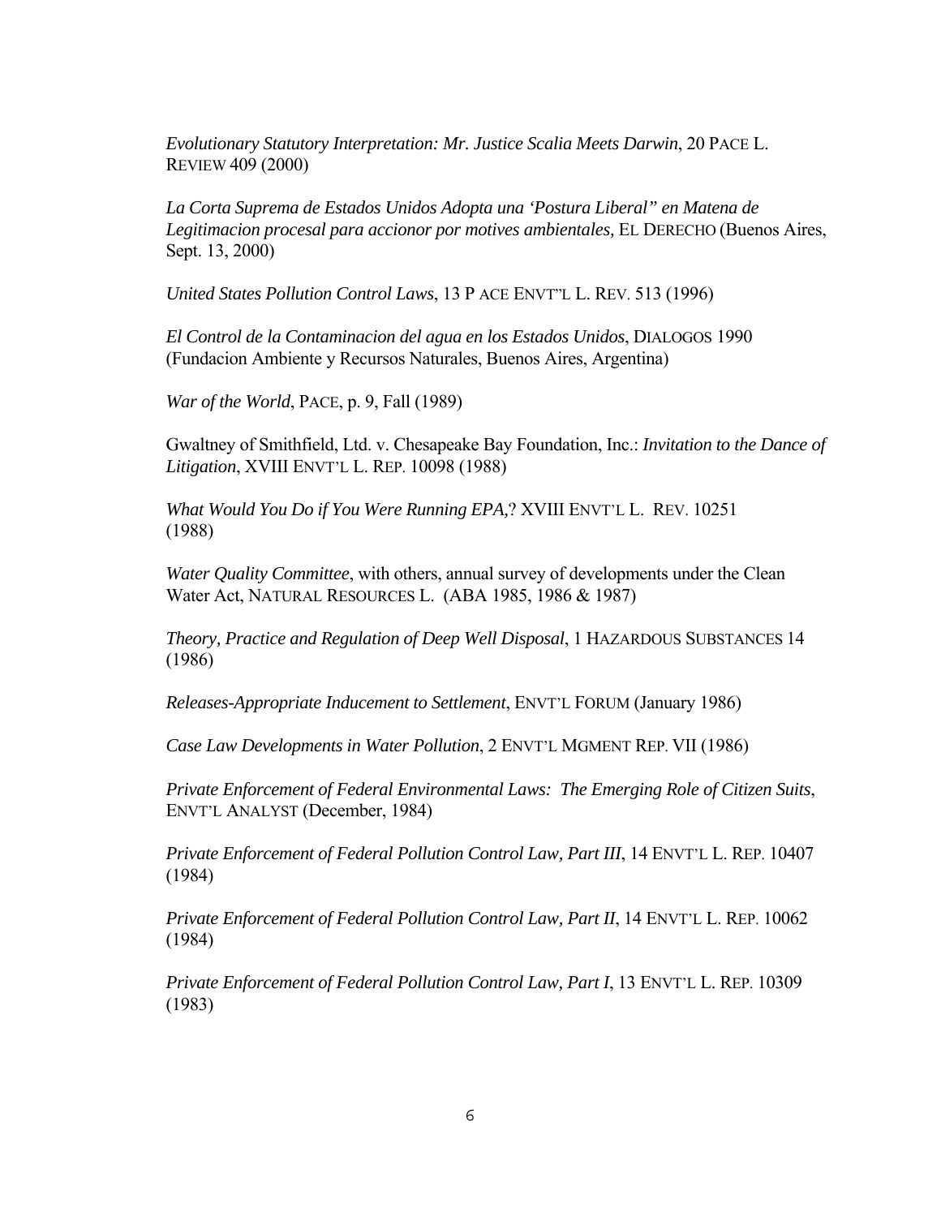*Evolutionary Statutory Interpretation: Mr. Justice Scalia Meets Darwin*, 20 PACE L. REVIEW 409 (2000)

*La Corta Suprema de Estados Unidos Adopta una 'Postura Liberal" en Matena de Legitimacion procesal para accionor por motives ambientales,* EL DERECHO (Buenos Aires, Sept. 13, 2000)

*United States Pollution Control Laws*, 13 P ACE ENVT"L L. REV. 513 (1996)

*El Control de la Contaminacion del agua en los Estados Unidos*, DIALOGOS 1990 (Fundacion Ambiente y Recursos Naturales, Buenos Aires, Argentina)

*War of the World*, PACE, p. 9, Fall (1989)

Gwaltney of Smithfield, Ltd. v. Chesapeake Bay Foundation, Inc.: *Invitation to the Dance of Litigation*, XVIII ENVT'L L. REP. 10098 (1988)

*What Would You Do if You Were Running EPA,*? XVIII ENVT'L L. REV. 10251 (1988)

*Water Quality Committee*, with others, annual survey of developments under the Clean Water Act, NATURAL RESOURCES L. (ABA 1985, 1986 & 1987)

*Theory, Practice and Regulation of Deep Well Disposal*, 1 HAZARDOUS SUBSTANCES 14 (1986)

*Releases-Appropriate Inducement to Settlement*, ENVT'L FORUM (January 1986)

*Case Law Developments in Water Pollution*, 2 ENVT'L MGMENT REP. VII (1986)

*Private Enforcement of Federal Environmental Laws: The Emerging Role of Citizen Suits*, ENVT'L ANALYST (December, 1984)

*Private Enforcement of Federal Pollution Control Law, Part III*, 14 ENVT'L L. REP. 10407 (1984)

*Private Enforcement of Federal Pollution Control Law, Part II*, 14 ENVT'L L. REP. 10062 (1984)

*Private Enforcement of Federal Pollution Control Law, Part I*, 13 ENVT'L L. REP. 10309 (1983)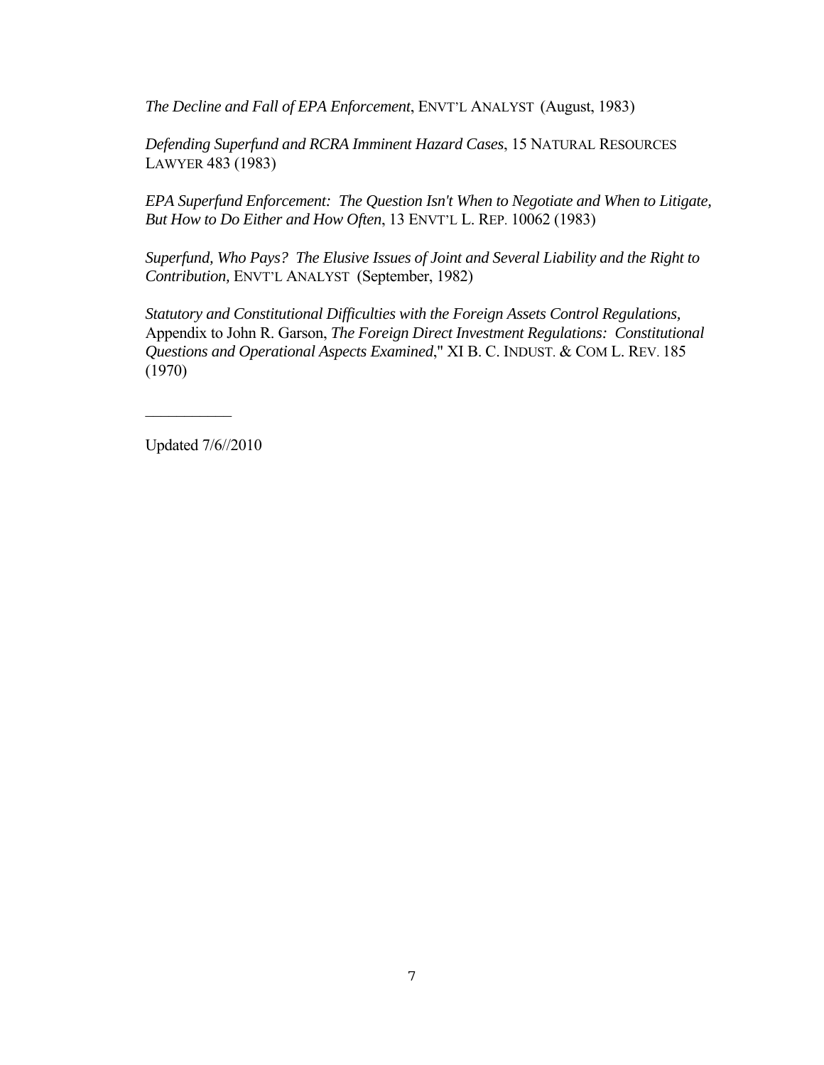*The Decline and Fall of EPA Enforcement*, ENVT'L ANALYST (August, 1983)

*Defending Superfund and RCRA Imminent Hazard Cases*, 15 NATURAL RESOURCES LAWYER 483 (1983)

*EPA Superfund Enforcement: The Question Isn't When to Negotiate and When to Litigate, But How to Do Either and How Often*, 13 ENVT'L L. REP. 10062 (1983)

*Superfund, Who Pays? The Elusive Issues of Joint and Several Liability and the Right to Contribution,* ENVT'L ANALYST (September, 1982)

*Statutory and Constitutional Difficulties with the Foreign Assets Control Regulations,* Appendix to John R. Garson, *The Foreign Direct Investment Regulations: Constitutional Questions and Operational Aspects Examined*," XI B. C. INDUST. & COM L. REV. 185 (1970)

___________

Updated 7/6//2010